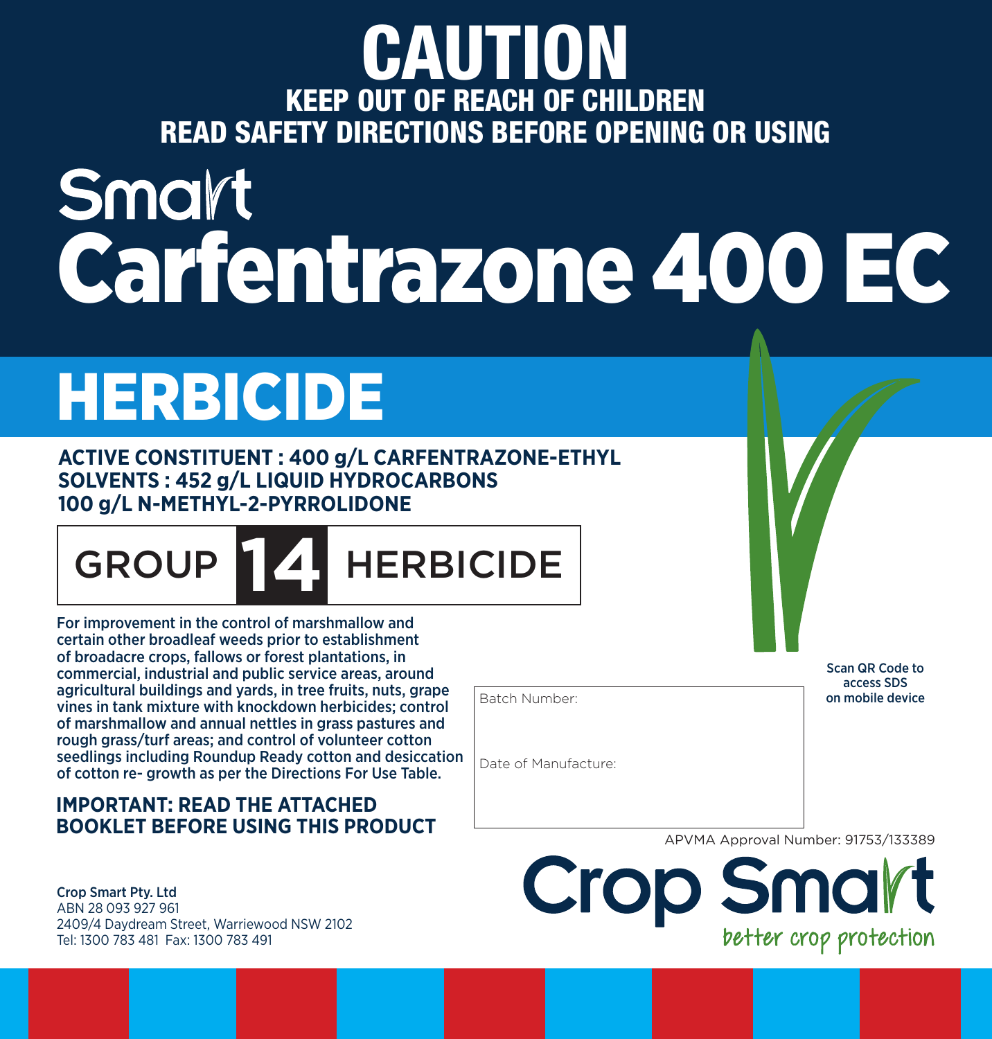# CAUTION

**KEEP OUT OF REACH OF CHILDREN**

**READ SAFETY DIRECTIONS BEFORE OPENING OR USING**

# Smart Carfentrazone 400 EC

## HERBICIDE

**ACTIVE CONSTITUENT : 400 g/L CARFENTRAZONE-ETHYL**
**SOLVENTS : 452 g/L LIQUID HYDROCARBONS**
**100 g/L N-METHYL-2-PYRROLIDONE**

**GROUP 14 HERBICIDE**

**For improvement in the control of marshmallow and certain other broadleaf weeds prior to establishment of broadacre crops, fallows or forest plantations, in commercial, industrial and public service areas, around agricultural buildings and yards, in tree fruits, nuts, grape vines in tank mixture with knockdown herbicides; control of marshmallow and annual nettles in grass pastures and rough grass/turf areas; and control of volunteer cotton seedlings including Roundup Ready cotton and desiccation of cotton re- growth as per the Directions For Use Table.**

**IMPORTANT: READ THE ATTACHED BOOKLET BEFORE USING THIS PRODUCT**

Batch Number:

Date of Manufacture:

**Scan QR Code to access SDS on mobile device**

APVMA Approval Number: 91753/133389

**Crop Smart Pty. Ltd**
ABN 28 093 927 961
2409/4 Daydream Street, Warriewood NSW 2102
Tel: 1300 783 481 Fax: 1300 783 491

Crop Smart
better crop protection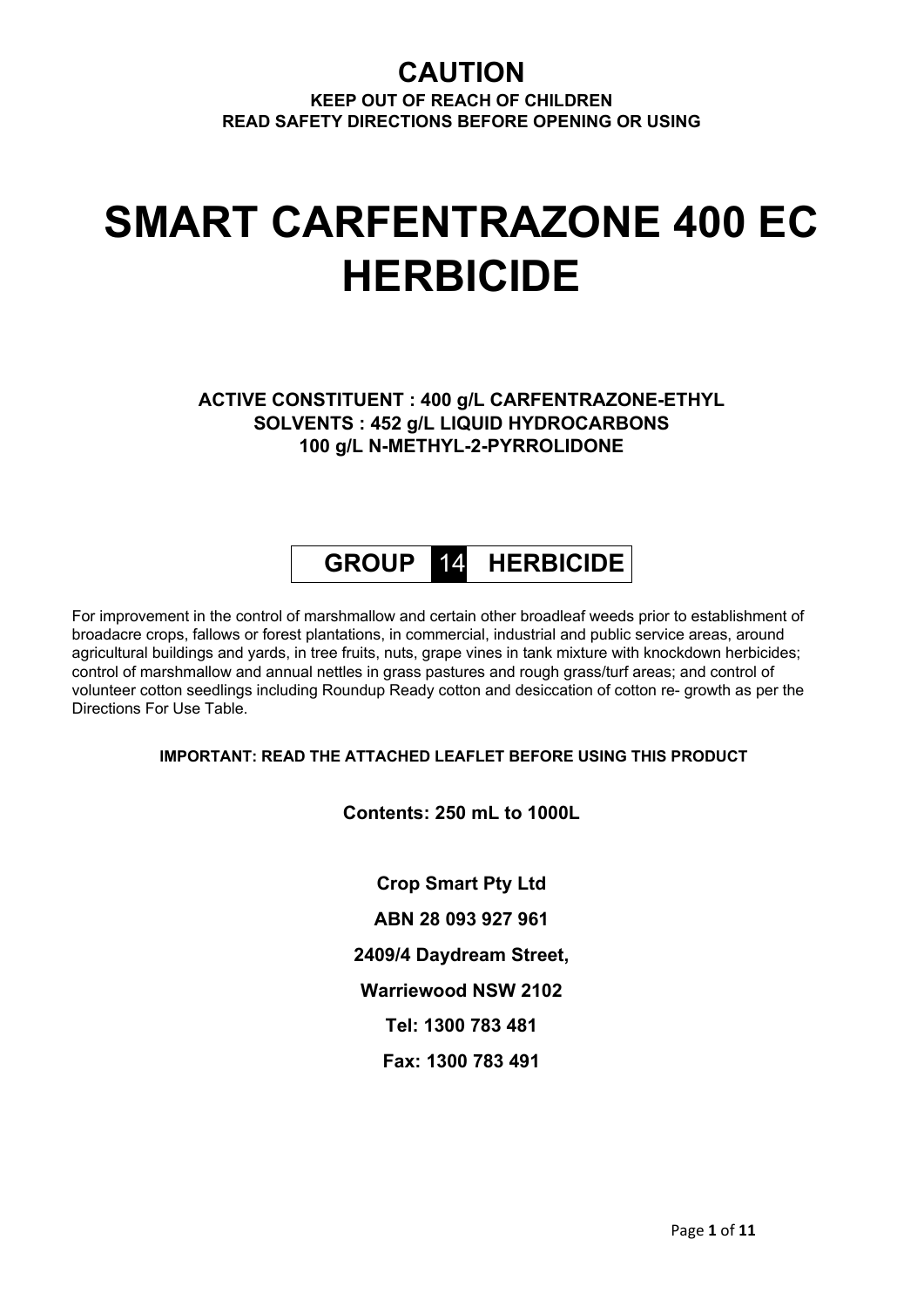# CAUTION

**KEEP OUT OF REACH OF CHILDREN**

**READ SAFETY DIRECTIONS BEFORE OPENING OR USING**

# SMART CARFENTRAZONE 400 EC HERBICIDE

**ACTIVE CONSTITUENT : 400 g/L CARFENTRAZONE-ETHYL**
**SOLVENTS : 452 g/L LIQUID HYDROCARBONS**
**100 g/L N-METHYL-2-PYRROLIDONE**

| GROUP | 14 | HERBICIDE |
|---|---|---|

For improvement in the control of marshmallow and certain other broadleaf weeds prior to establishment of broadacre crops, fallows or forest plantations, in commercial, industrial and public service areas, around agricultural buildings and yards, in tree fruits, nuts, grape vines in tank mixture with knockdown herbicides; control of marshmallow and annual nettles in grass pastures and rough grass/turf areas; and control of volunteer cotton seedlings including Roundup Ready cotton and desiccation of cotton re- growth as per the Directions For Use Table.

**IMPORTANT: READ THE ATTACHED LEAFLET BEFORE USING THIS PRODUCT**

**Contents: 250 mL to 1000L**

**Crop Smart Pty Ltd**

**ABN 28 093 927 961**

**2409/4 Daydream Street,**

**Warriewood NSW 2102**

**Tel: 1300 783 481**

**Fax: 1300 783 491**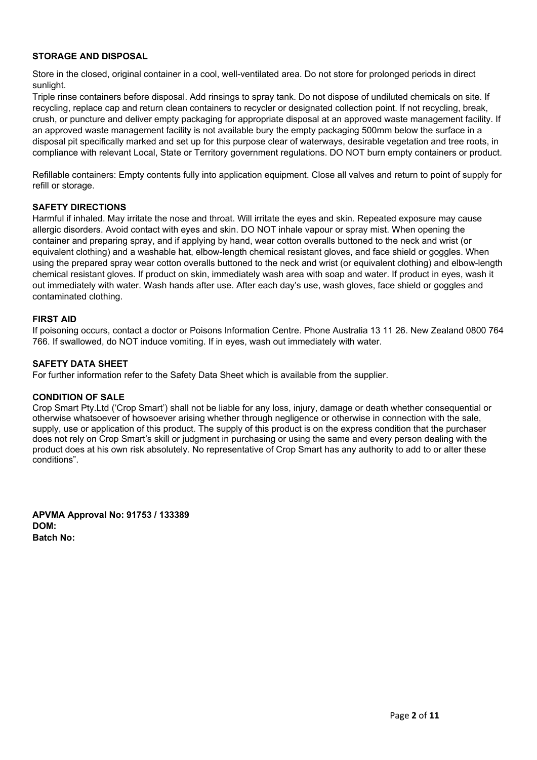## STORAGE AND DISPOSAL

Store in the closed, original container in a cool, well-ventilated area. Do not store for prolonged periods in direct sunlight.
Triple rinse containers before disposal. Add rinsings to spray tank. Do not dispose of undiluted chemicals on site. If recycling, replace cap and return clean containers to recycler or designated collection point. If not recycling, break, crush, or puncture and deliver empty packaging for appropriate disposal at an approved waste management facility. If an approved waste management facility is not available bury the empty packaging 500mm below the surface in a disposal pit specifically marked and set up for this purpose clear of waterways, desirable vegetation and tree roots, in compliance with relevant Local, State or Territory government regulations. DO NOT burn empty containers or product.

Refillable containers: Empty contents fully into application equipment. Close all valves and return to point of supply for refill or storage.

## SAFETY DIRECTIONS

Harmful if inhaled. May irritate the nose and throat. Will irritate the eyes and skin. Repeated exposure may cause allergic disorders. Avoid contact with eyes and skin. DO NOT inhale vapour or spray mist. When opening the container and preparing spray, and if applying by hand, wear cotton overalls buttoned to the neck and wrist (or equivalent clothing) and a washable hat, elbow-length chemical resistant gloves, and face shield or goggles. When using the prepared spray wear cotton overalls buttoned to the neck and wrist (or equivalent clothing) and elbow-length chemical resistant gloves. If product on skin, immediately wash area with soap and water. If product in eyes, wash it out immediately with water. Wash hands after use. After each day's use, wash gloves, face shield or goggles and contaminated clothing.

## FIRST AID

If poisoning occurs, contact a doctor or Poisons Information Centre. Phone Australia 13 11 26. New Zealand 0800 764 766. If swallowed, do NOT induce vomiting. If in eyes, wash out immediately with water.

## SAFETY DATA SHEET

For further information refer to the Safety Data Sheet which is available from the supplier.

## CONDITION OF SALE

Crop Smart Pty.Ltd ('Crop Smart') shall not be liable for any loss, injury, damage or death whether consequential or otherwise whatsoever of howsoever arising whether through negligence or otherwise in connection with the sale, supply, use or application of this product. The supply of this product is on the express condition that the purchaser does not rely on Crop Smart's skill or judgment in purchasing or using the same and every person dealing with the product does at his own risk absolutely. No representative of Crop Smart has any authority to add to or alter these conditions".

**APVMA Approval No: 91753 / 133389**
**DOM:**
**Batch No:**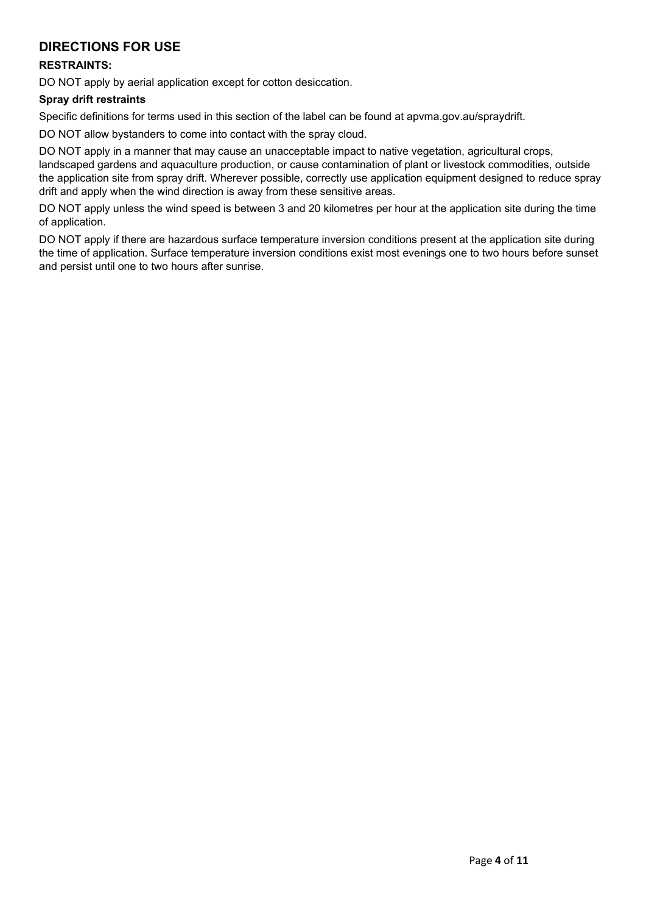## DIRECTIONS FOR USE

### RESTRAINTS:

DO NOT apply by aerial application except for cotton desiccation.

#### Spray drift restraints

Specific definitions for terms used in this section of the label can be found at apvma.gov.au/spraydrift.

DO NOT allow bystanders to come into contact with the spray cloud.

DO NOT apply in a manner that may cause an unacceptable impact to native vegetation, agricultural crops, landscaped gardens and aquaculture production, or cause contamination of plant or livestock commodities, outside the application site from spray drift. Wherever possible, correctly use application equipment designed to reduce spray drift and apply when the wind direction is away from these sensitive areas.

DO NOT apply unless the wind speed is between 3 and 20 kilometres per hour at the application site during the time of application.

DO NOT apply if there are hazardous surface temperature inversion conditions present at the application site during the time of application. Surface temperature inversion conditions exist most evenings one to two hours before sunset and persist until one to two hours after sunrise.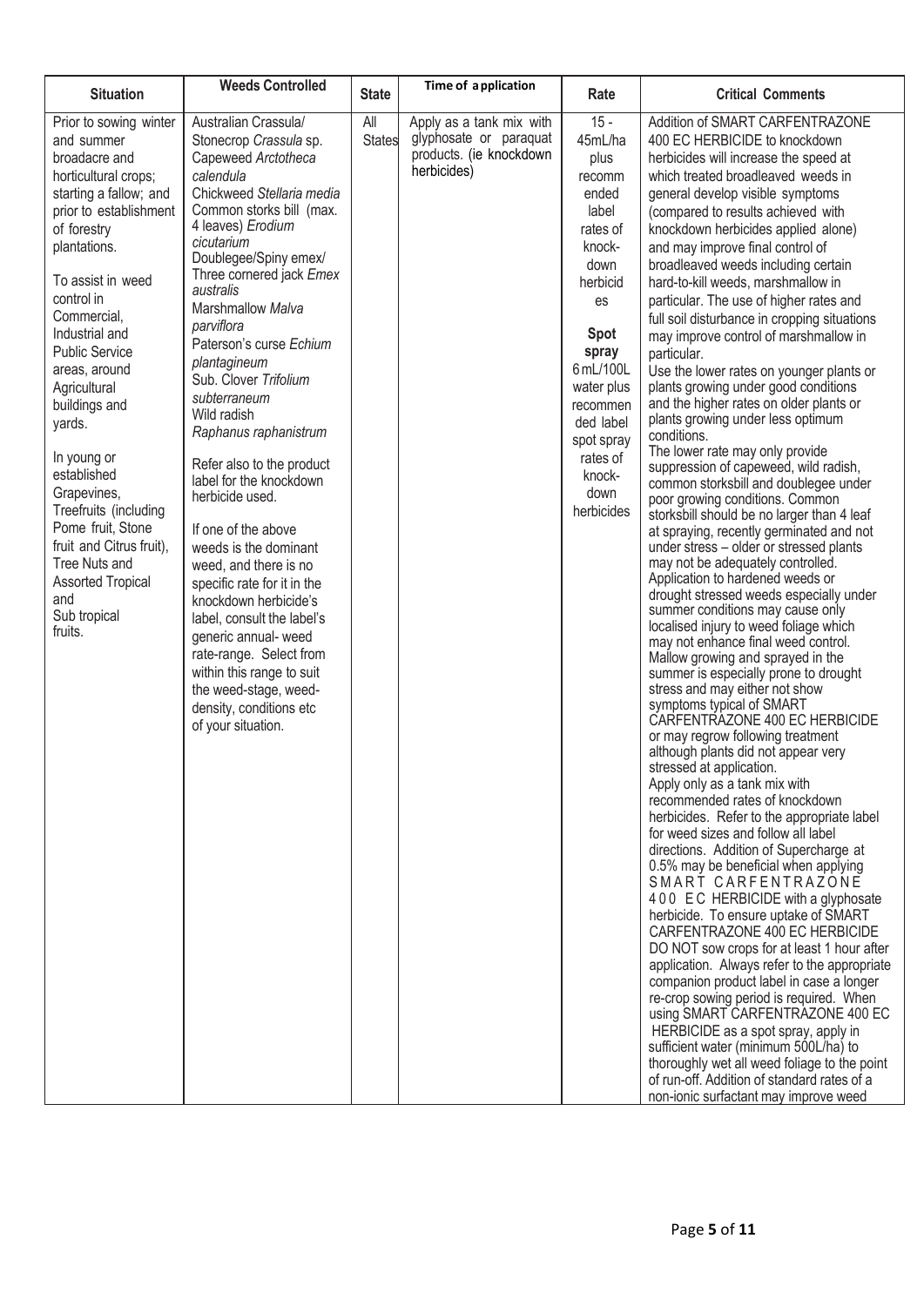| Situation | Weeds Controlled | State | Time of application | Rate | Critical Comments |
|---|---|---|---|---|---|
| Prior to sowing winter and summer broadacre and horticultural crops; starting a fallow; and prior to establishment of forestry plantations.<br><br>To assist in weed control in Commercial, Industrial and Public Service areas, around Agricultural buildings and yards.<br><br>In young or established Grapevines, Treefruits (including Pome fruit, Stone fruit and Citrus fruit), Tree Nuts and Assorted Tropical and Sub tropical fruits. | Australian Crassula/ Stonecrop *Crassula* sp.<br>Capeweed *Arctotheca calendula*<br>Chickweed *Stellaria media*<br>Common storks bill (max. 4 leaves) *Erodium cicutarium*<br>Doublegee/Spiny emex/ Three cornered jack *Emex australis*<br>Marshmallow *Malva parviflora*<br>Paterson's curse *Echium plantagineum*<br>Sub. Clover *Trifolium subterraneum*<br>Wild radish *Raphanus raphanistrum*<br><br>Refer also to the product label for the knockdown herbicide used.<br><br>If one of the above weeds is the dominant weed, and there is no specific rate for it in the knockdown herbicide's label, consult the label's generic annual- weed rate-range. Select from within this range to suit the weed-stage, weed-density, conditions etc of your situation. | All States | Apply as a tank mix with glyphosate or paraquat products. (ie knockdown herbicides) | 15 - 45mL/ha plus recommended label rates of knock-down herbicides<br><br>**Spot spray**<br>6 mL/100L water plus recommended label spot spray rates of knock-down herbicides | Addition of SMART CARFENTRAZONE 400 EC HERBICIDE to knockdown herbicides will increase the speed at which treated broadleaved weeds in general develop visible symptoms (compared to results achieved with knockdown herbicides applied alone) and may improve final control of broadleaved weeds including certain hard-to-kill weeds, marshmallow in particular. The use of higher rates and full soil disturbance in cropping situations may improve control of marshmallow in particular.<br>Use the lower rates on younger plants or plants growing under good conditions and the higher rates on older plants or plants growing under less optimum conditions.<br>The lower rate may only provide suppression of capeweed, wild radish, common storksbill and doublegee under poor growing conditions. Common storksbill should be no larger than 4 leaf at spraying, recently germinated and not under stress – older or stressed plants may not be adequately controlled.<br>Application to hardened weeds or drought stressed weeds especially under summer conditions may cause only localised injury to weed foliage which may not enhance final weed control.<br>Mallow growing and sprayed in the summer is especially prone to drought stress and may either not show symptoms typical of SMART CARFENTRAZONE 400 EC HERBICIDE or may regrow following treatment although plants did not appear very stressed at application.<br>Apply only as a tank mix with recommended rates of knockdown herbicides. Refer to the appropriate label for weed sizes and follow all label directions. Addition of Supercharge at 0.5% may be beneficial when applying SMART CARFENTRAZONE 400 EC HERBICIDE with a glyphosate herbicide. To ensure uptake of SMART CARFENTRAZONE 400 EC HERBICIDE DO NOT sow crops for at least 1 hour after application. Always refer to the appropriate companion product label in case a longer re-crop sowing period is required. When using SMART CARFENTRAZONE 400 EC HERBICIDE as a spot spray, apply in sufficient water (minimum 500L/ha) to thoroughly wet all weed foliage to the point of run-off. Addition of standard rates of a non-ionic surfactant may improve weed |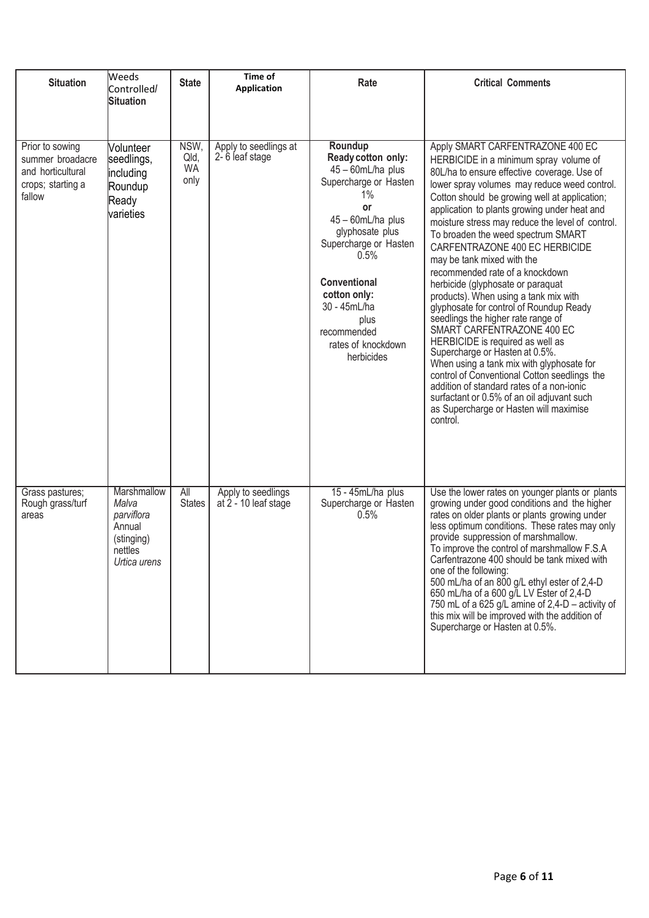| Situation | Weeds Controlled/ Situation | State | Time of Application | Rate | Critical Comments |
|---|---|---|---|---|---|
| Prior to sowing summer broadacre and horticultural crops; starting a fallow | Volunteer seedlings, including Roundup Ready varieties | NSW, Qld, WA only | Apply to seedlings at 2- 6 leaf stage | **Roundup Ready cotton only:** 45 – 60mL/ha plus Supercharge or Hasten 1% **or** 45 – 60mL/ha plus glyphosate plus Supercharge or Hasten 0.5% **Conventional cotton only:** 30 - 45mL/ha plus recommended rates of knockdown herbicides | Apply SMART CARFENTRAZONE 400 EC HERBICIDE in a minimum spray volume of 80L/ha to ensure effective coverage. Use of lower spray volumes may reduce weed control. Cotton should be growing well at application; application to plants growing under heat and moisture stress may reduce the level of control. To broaden the weed spectrum SMART CARFENTRAZONE 400 EC HERBICIDE may be tank mixed with the recommended rate of a knockdown herbicide (glyphosate or paraquat products). When using a tank mix with glyphosate for control of Roundup Ready seedlings the higher rate range of SMART CARFENTRAZONE 400 EC HERBICIDE is required as well as Supercharge or Hasten at 0.5%. When using a tank mix with glyphosate for control of Conventional Cotton seedlings the addition of standard rates of a non-ionic surfactant or 0.5% of an oil adjuvant such as Supercharge or Hasten will maximise control. |
| Grass pastures; Rough grass/turf areas | Marshmallow *Malva parviflora* Annual (stinging) nettles *Urtica urens* | All States | Apply to seedlings at 2 - 10 leaf stage | 15 - 45mL/ha plus Supercharge or Hasten 0.5% | Use the lower rates on younger plants or plants growing under good conditions and the higher rates on older plants or plants growing under less optimum conditions. These rates may only provide suppression of marshmallow. To improve the control of marshmallow F.S.A Carfentrazone 400 should be tank mixed with one of the following: 500 mL/ha of an 800 g/L ethyl ester of 2,4-D 650 mL/ha of a 600 g/L LV Ester of 2,4-D 750 mL of a 625 g/L amine of 2,4-D – activity of this mix will be improved with the addition of Supercharge or Hasten at 0.5%. |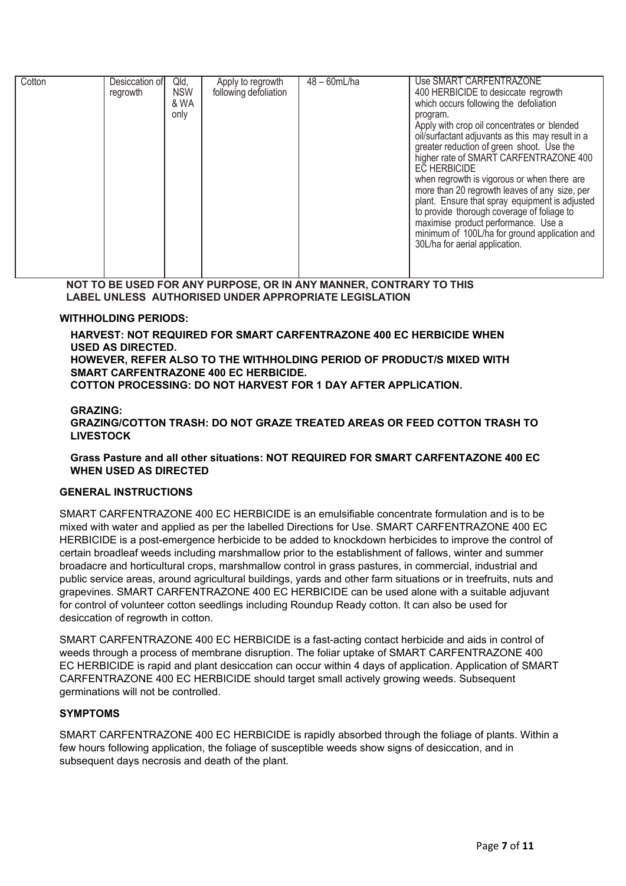| Cotton | Desiccation of regrowth | Qld, NSW & WA only | Apply to regrowth following defoliation | 48 – 60mL/ha | Use SMART CARFENTRAZONE 400 HERBICIDE to desiccate regrowth which occurs following the defoliation program. Apply with crop oil concentrates or blended oil/surfactant adjuvants as this may result in a greater reduction of green shoot. Use the higher rate of SMART CARFENTRAZONE 400 EC HERBICIDE when regrowth is vigorous or when there are more than 20 regrowth leaves of any size, per plant. Ensure that spray equipment is adjusted to provide thorough coverage of foliage to maximise product performance. Use a minimum of 100L/ha for ground application and 30L/ha for aerial application. |
|---|---|---|---|---|---|

**NOT TO BE USED FOR ANY PURPOSE, OR IN ANY MANNER, CONTRARY TO THIS LABEL UNLESS AUTHORISED UNDER APPROPRIATE LEGISLATION**

**WITHHOLDING PERIODS:**

**HARVEST: NOT REQUIRED FOR SMART CARFENTRAZONE 400 EC HERBICIDE WHEN USED AS DIRECTED.**
**HOWEVER, REFER ALSO TO THE WITHHOLDING PERIOD OF PRODUCT/S MIXED WITH SMART CARFENTRAZONE 400 EC HERBICIDE.**
**COTTON PROCESSING: DO NOT HARVEST FOR 1 DAY AFTER APPLICATION.**

**GRAZING:**
**GRAZING/COTTON TRASH: DO NOT GRAZE TREATED AREAS OR FEED COTTON TRASH TO LIVESTOCK**

**Grass Pasture and all other situations: NOT REQUIRED FOR SMART CARFENTAZONE 400 EC WHEN USED AS DIRECTED**

**GENERAL INSTRUCTIONS**

SMART CARFENTRAZONE 400 EC HERBICIDE is an emulsifiable concentrate formulation and is to be mixed with water and applied as per the labelled Directions for Use. SMART CARFENTRAZONE 400 EC HERBICIDE is a post-emergence herbicide to be added to knockdown herbicides to improve the control of certain broadleaf weeds including marshmallow prior to the establishment of fallows, winter and summer broadacre and horticultural crops, marshmallow control in grass pastures, in commercial, industrial and public service areas, around agricultural buildings, yards and other farm situations or in treefruits, nuts and grapevines. SMART CARFENTRAZONE 400 EC HERBICIDE can be used alone with a suitable adjuvant for control of volunteer cotton seedlings including Roundup Ready cotton. It can also be used for desiccation of regrowth in cotton.

SMART CARFENTRAZONE 400 EC HERBICIDE is a fast-acting contact herbicide and aids in control of weeds through a process of membrane disruption. The foliar uptake of SMART CARFENTRAZONE 400 EC HERBICIDE is rapid and plant desiccation can occur within 4 days of application. Application of SMART CARFENTRAZONE 400 EC HERBICIDE should target small actively growing weeds. Subsequent germinations will not be controlled.

**SYMPTOMS**

SMART CARFENTRAZONE 400 EC HERBICIDE is rapidly absorbed through the foliage of plants. Within a few hours following application, the foliage of susceptible weeds show signs of desiccation, and in subsequent days necrosis and death of the plant.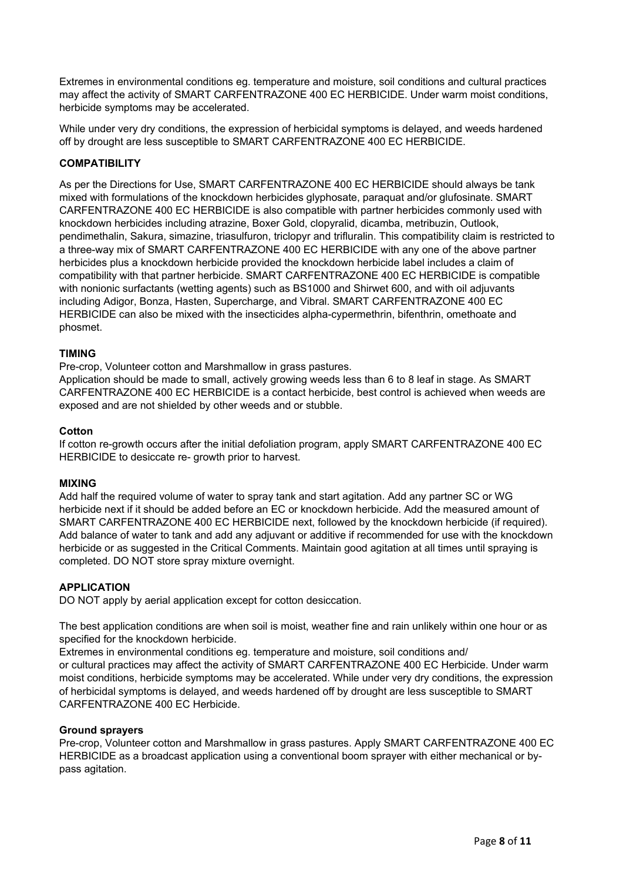Extremes in environmental conditions eg. temperature and moisture, soil conditions and cultural practices may affect the activity of SMART CARFENTRAZONE 400 EC HERBICIDE. Under warm moist conditions, herbicide symptoms may be accelerated.

While under very dry conditions, the expression of herbicidal symptoms is delayed, and weeds hardened off by drought are less susceptible to SMART CARFENTRAZONE 400 EC HERBICIDE.

**COMPATIBILITY**

As per the Directions for Use, SMART CARFENTRAZONE 400 EC HERBICIDE should always be tank mixed with formulations of the knockdown herbicides glyphosate, paraquat and/or glufosinate. SMART CARFENTRAZONE 400 EC HERBICIDE is also compatible with partner herbicides commonly used with knockdown herbicides including atrazine, Boxer Gold, clopyralid, dicamba, metribuzin, Outlook, pendimethalin, Sakura, simazine, triasulfuron, triclopyr and trifluralin. This compatibility claim is restricted to a three-way mix of SMART CARFENTRAZONE 400 EC HERBICIDE with any one of the above partner herbicides plus a knockdown herbicide provided the knockdown herbicide label includes a claim of compatibility with that partner herbicide. SMART CARFENTRAZONE 400 EC HERBICIDE is compatible with nonionic surfactants (wetting agents) such as BS1000 and Shirwet 600, and with oil adjuvants including Adigor, Bonza, Hasten, Supercharge, and Vibral. SMART CARFENTRAZONE 400 EC HERBICIDE can also be mixed with the insecticides alpha-cypermethrin, bifenthrin, omethoate and phosmet.

**TIMING**

Pre-crop, Volunteer cotton and Marshmallow in grass pastures.
Application should be made to small, actively growing weeds less than 6 to 8 leaf in stage. As SMART CARFENTRAZONE 400 EC HERBICIDE is a contact herbicide, best control is achieved when weeds are exposed and are not shielded by other weeds and or stubble.

**Cotton**

If cotton re-growth occurs after the initial defoliation program, apply SMART CARFENTRAZONE 400 EC HERBICIDE to desiccate re- growth prior to harvest.

**MIXING**

Add half the required volume of water to spray tank and start agitation. Add any partner SC or WG herbicide next if it should be added before an EC or knockdown herbicide. Add the measured amount of SMART CARFENTRAZONE 400 EC HERBICIDE next, followed by the knockdown herbicide (if required). Add balance of water to tank and add any adjuvant or additive if recommended for use with the knockdown herbicide or as suggested in the Critical Comments. Maintain good agitation at all times until spraying is completed. DO NOT store spray mixture overnight.

**APPLICATION**

DO NOT apply by aerial application except for cotton desiccation.

The best application conditions are when soil is moist, weather fine and rain unlikely within one hour or as specified for the knockdown herbicide.
Extremes in environmental conditions eg. temperature and moisture, soil conditions and/ or cultural practices may affect the activity of SMART CARFENTRAZONE 400 EC Herbicide. Under warm moist conditions, herbicide symptoms may be accelerated. While under very dry conditions, the expression of herbicidal symptoms is delayed, and weeds hardened off by drought are less susceptible to SMART CARFENTRAZONE 400 EC Herbicide.

**Ground sprayers**

Pre-crop, Volunteer cotton and Marshmallow in grass pastures. Apply SMART CARFENTRAZONE 400 EC HERBICIDE as a broadcast application using a conventional boom sprayer with either mechanical or by-pass agitation.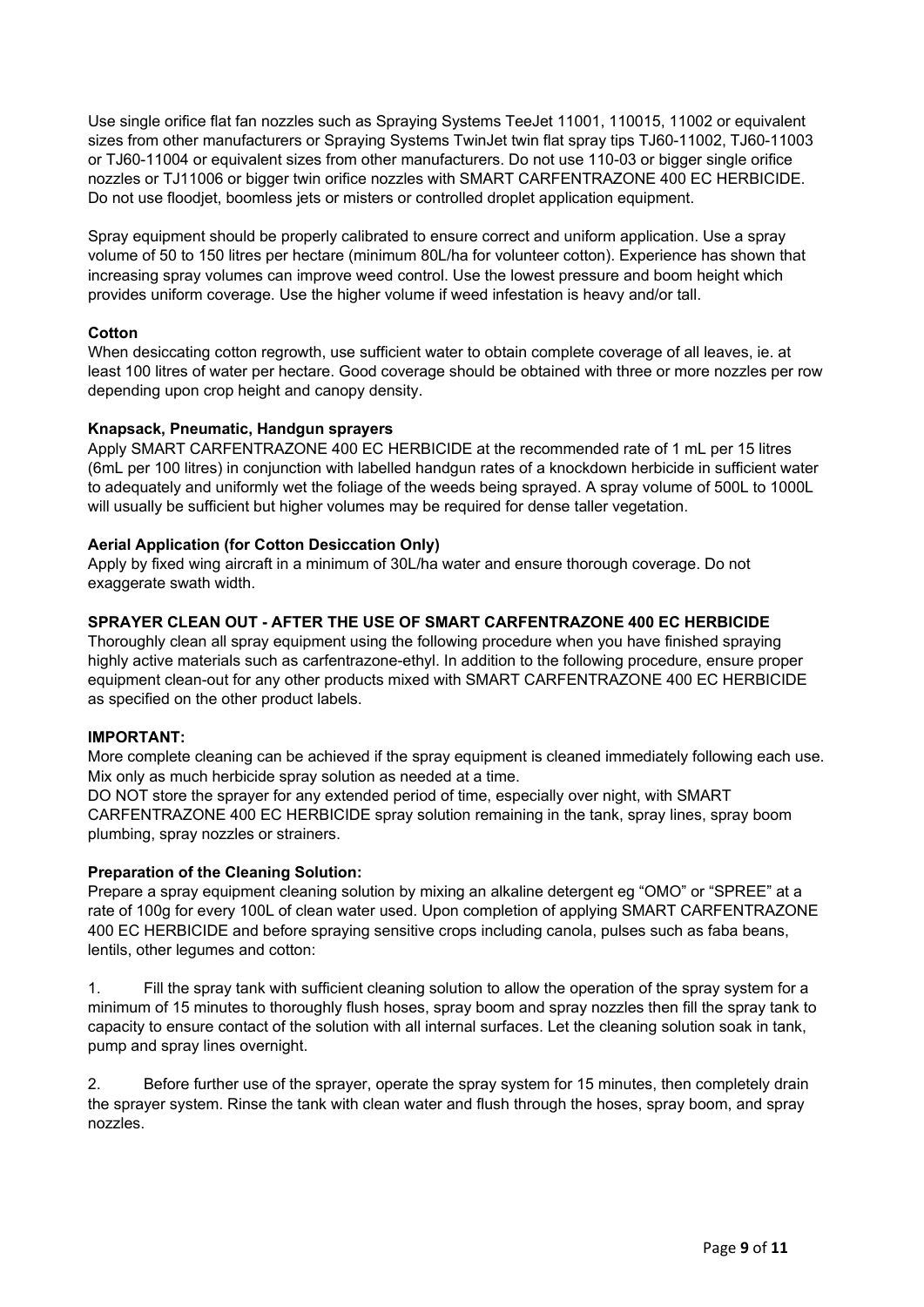Use single orifice flat fan nozzles such as Spraying Systems TeeJet 11001, 110015, 11002 or equivalent sizes from other manufacturers or Spraying Systems TwinJet twin flat spray tips TJ60-11002, TJ60-11003 or TJ60-11004 or equivalent sizes from other manufacturers. Do not use 110-03 or bigger single orifice nozzles or TJ11006 or bigger twin orifice nozzles with SMART CARFENTRAZONE 400 EC HERBICIDE. Do not use floodjet, boomless jets or misters or controlled droplet application equipment.

Spray equipment should be properly calibrated to ensure correct and uniform application. Use a spray volume of 50 to 150 litres per hectare (minimum 80L/ha for volunteer cotton). Experience has shown that increasing spray volumes can improve weed control. Use the lowest pressure and boom height which provides uniform coverage. Use the higher volume if weed infestation is heavy and/or tall.

**Cotton**

When desiccating cotton regrowth, use sufficient water to obtain complete coverage of all leaves, ie. at least 100 litres of water per hectare. Good coverage should be obtained with three or more nozzles per row depending upon crop height and canopy density.

**Knapsack, Pneumatic, Handgun sprayers**

Apply SMART CARFENTRAZONE 400 EC HERBICIDE at the recommended rate of 1 mL per 15 litres (6mL per 100 litres) in conjunction with labelled handgun rates of a knockdown herbicide in sufficient water to adequately and uniformly wet the foliage of the weeds being sprayed. A spray volume of 500L to 1000L will usually be sufficient but higher volumes may be required for dense taller vegetation.

**Aerial Application (for Cotton Desiccation Only)**

Apply by fixed wing aircraft in a minimum of 30L/ha water and ensure thorough coverage. Do not exaggerate swath width.

**SPRAYER CLEAN OUT - AFTER THE USE OF SMART CARFENTRAZONE 400 EC HERBICIDE**

Thoroughly clean all spray equipment using the following procedure when you have finished spraying highly active materials such as carfentrazone-ethyl. In addition to the following procedure, ensure proper equipment clean-out for any other products mixed with SMART CARFENTRAZONE 400 EC HERBICIDE as specified on the other product labels.

**IMPORTANT:**

More complete cleaning can be achieved if the spray equipment is cleaned immediately following each use. Mix only as much herbicide spray solution as needed at a time.

DO NOT store the sprayer for any extended period of time, especially over night, with SMART CARFENTRAZONE 400 EC HERBICIDE spray solution remaining in the tank, spray lines, spray boom plumbing, spray nozzles or strainers.

**Preparation of the Cleaning Solution:**

Prepare a spray equipment cleaning solution by mixing an alkaline detergent eg “OMO” or “SPREE” at a rate of 100g for every 100L of clean water used. Upon completion of applying SMART CARFENTRAZONE 400 EC HERBICIDE and before spraying sensitive crops including canola, pulses such as faba beans, lentils, other legumes and cotton:

1. Fill the spray tank with sufficient cleaning solution to allow the operation of the spray system for a minimum of 15 minutes to thoroughly flush hoses, spray boom and spray nozzles then fill the spray tank to capacity to ensure contact of the solution with all internal surfaces. Let the cleaning solution soak in tank, pump and spray lines overnight.

2. Before further use of the sprayer, operate the spray system for 15 minutes, then completely drain the sprayer system. Rinse the tank with clean water and flush through the hoses, spray boom, and spray nozzles.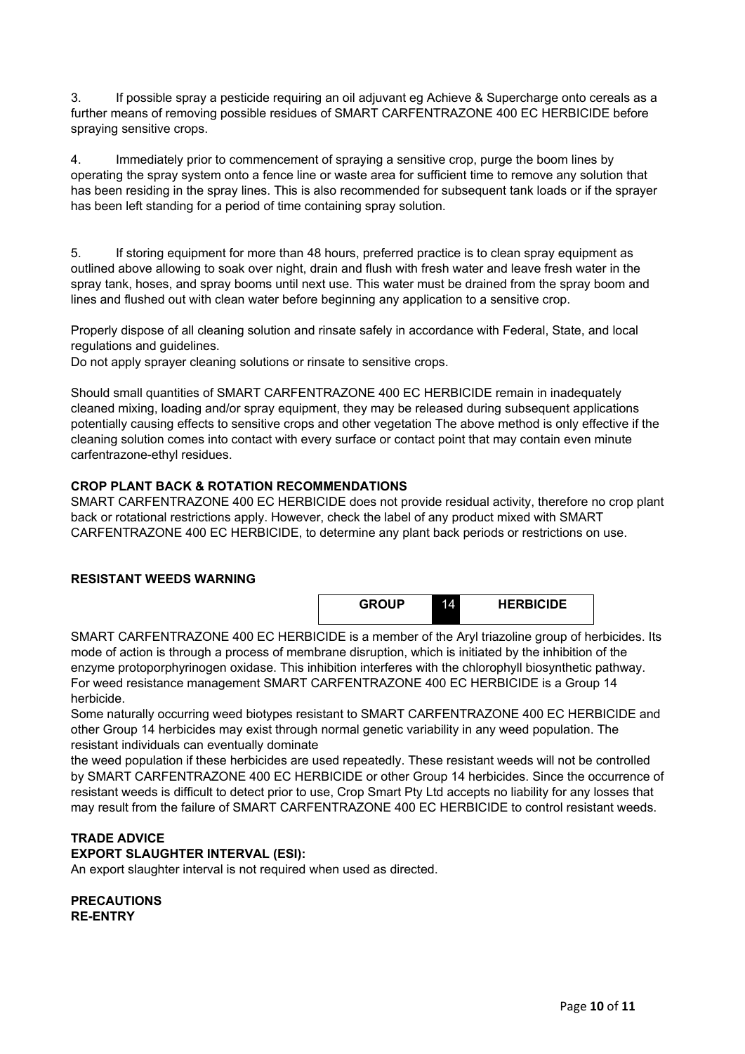3. If possible spray a pesticide requiring an oil adjuvant eg Achieve & Supercharge onto cereals as a further means of removing possible residues of SMART CARFENTRAZONE 400 EC HERBICIDE before spraying sensitive crops.

4. Immediately prior to commencement of spraying a sensitive crop, purge the boom lines by operating the spray system onto a fence line or waste area for sufficient time to remove any solution that has been residing in the spray lines. This is also recommended for subsequent tank loads or if the sprayer has been left standing for a period of time containing spray solution.

5. If storing equipment for more than 48 hours, preferred practice is to clean spray equipment as outlined above allowing to soak over night, drain and flush with fresh water and leave fresh water in the spray tank, hoses, and spray booms until next use. This water must be drained from the spray boom and lines and flushed out with clean water before beginning any application to a sensitive crop.

Properly dispose of all cleaning solution and rinsate safely in accordance with Federal, State, and local regulations and guidelines.
Do not apply sprayer cleaning solutions or rinsate to sensitive crops.

Should small quantities of SMART CARFENTRAZONE 400 EC HERBICIDE remain in inadequately cleaned mixing, loading and/or spray equipment, they may be released during subsequent applications potentially causing effects to sensitive crops and other vegetation The above method is only effective if the cleaning solution comes into contact with every surface or contact point that may contain even minute carfentrazone-ethyl residues.

**CROP PLANT BACK & ROTATION RECOMMENDATIONS**
SMART CARFENTRAZONE 400 EC HERBICIDE does not provide residual activity, therefore no crop plant back or rotational restrictions apply. However, check the label of any product mixed with SMART CARFENTRAZONE 400 EC HERBICIDE, to determine any plant back periods or restrictions on use.

**RESISTANT WEEDS WARNING**

| GROUP | 14 | HERBICIDE |
|---|---|---|

SMART CARFENTRAZONE 400 EC HERBICIDE is a member of the Aryl triazoline group of herbicides. Its mode of action is through a process of membrane disruption, which is initiated by the inhibition of the enzyme protoporphyrinogen oxidase. This inhibition interferes with the chlorophyll biosynthetic pathway. For weed resistance management SMART CARFENTRAZONE 400 EC HERBICIDE is a Group 14 herbicide.
Some naturally occurring weed biotypes resistant to SMART CARFENTRAZONE 400 EC HERBICIDE and other Group 14 herbicides may exist through normal genetic variability in any weed population. The resistant individuals can eventually dominate
the weed population if these herbicides are used repeatedly. These resistant weeds will not be controlled by SMART CARFENTRAZONE 400 EC HERBICIDE or other Group 14 herbicides. Since the occurrence of resistant weeds is difficult to detect prior to use, Crop Smart Pty Ltd accepts no liability for any losses that may result from the failure of SMART CARFENTRAZONE 400 EC HERBICIDE to control resistant weeds.

**TRADE ADVICE**
**EXPORT SLAUGHTER INTERVAL (ESI):**
An export slaughter interval is not required when used as directed.

**PRECAUTIONS**
**RE-ENTRY**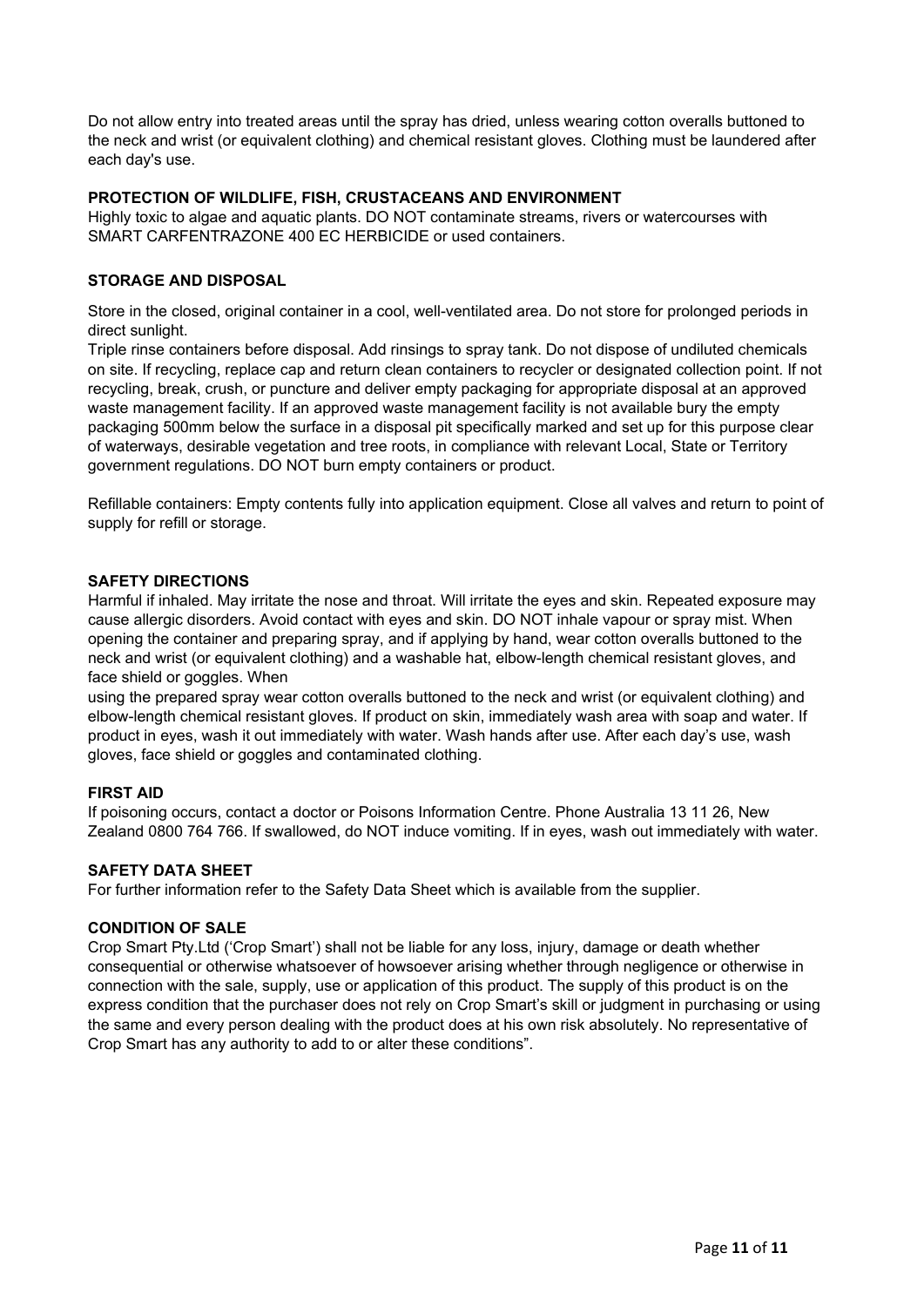Do not allow entry into treated areas until the spray has dried, unless wearing cotton overalls buttoned to the neck and wrist (or equivalent clothing) and chemical resistant gloves. Clothing must be laundered after each day's use.

**PROTECTION OF WILDLIFE, FISH, CRUSTACEANS AND ENVIRONMENT**
Highly toxic to algae and aquatic plants. DO NOT contaminate streams, rivers or watercourses with SMART CARFENTRAZONE 400 EC HERBICIDE or used containers.

**STORAGE AND DISPOSAL**

Store in the closed, original container in a cool, well-ventilated area. Do not store for prolonged periods in direct sunlight.
Triple rinse containers before disposal. Add rinsings to spray tank. Do not dispose of undiluted chemicals on site. If recycling, replace cap and return clean containers to recycler or designated collection point. If not recycling, break, crush, or puncture and deliver empty packaging for appropriate disposal at an approved waste management facility. If an approved waste management facility is not available bury the empty packaging 500mm below the surface in a disposal pit specifically marked and set up for this purpose clear of waterways, desirable vegetation and tree roots, in compliance with relevant Local, State or Territory government regulations. DO NOT burn empty containers or product.

Refillable containers: Empty contents fully into application equipment. Close all valves and return to point of supply for refill or storage.

**SAFETY DIRECTIONS**
Harmful if inhaled. May irritate the nose and throat. Will irritate the eyes and skin. Repeated exposure may cause allergic disorders. Avoid contact with eyes and skin. DO NOT inhale vapour or spray mist. When opening the container and preparing spray, and if applying by hand, wear cotton overalls buttoned to the neck and wrist (or equivalent clothing) and a washable hat, elbow-length chemical resistant gloves, and face shield or goggles. When
using the prepared spray wear cotton overalls buttoned to the neck and wrist (or equivalent clothing) and elbow-length chemical resistant gloves. If product on skin, immediately wash area with soap and water. If product in eyes, wash it out immediately with water. Wash hands after use. After each day's use, wash gloves, face shield or goggles and contaminated clothing.

**FIRST AID**
If poisoning occurs, contact a doctor or Poisons Information Centre. Phone Australia 13 11 26, New Zealand 0800 764 766. If swallowed, do NOT induce vomiting. If in eyes, wash out immediately with water.

**SAFETY DATA SHEET**
For further information refer to the Safety Data Sheet which is available from the supplier.

**CONDITION OF SALE**
Crop Smart Pty.Ltd ('Crop Smart') shall not be liable for any loss, injury, damage or death whether consequential or otherwise whatsoever of howsoever arising whether through negligence or otherwise in connection with the sale, supply, use or application of this product. The supply of this product is on the express condition that the purchaser does not rely on Crop Smart's skill or judgment in purchasing or using the same and every person dealing with the product does at his own risk absolutely. No representative of Crop Smart has any authority to add to or alter these conditions".